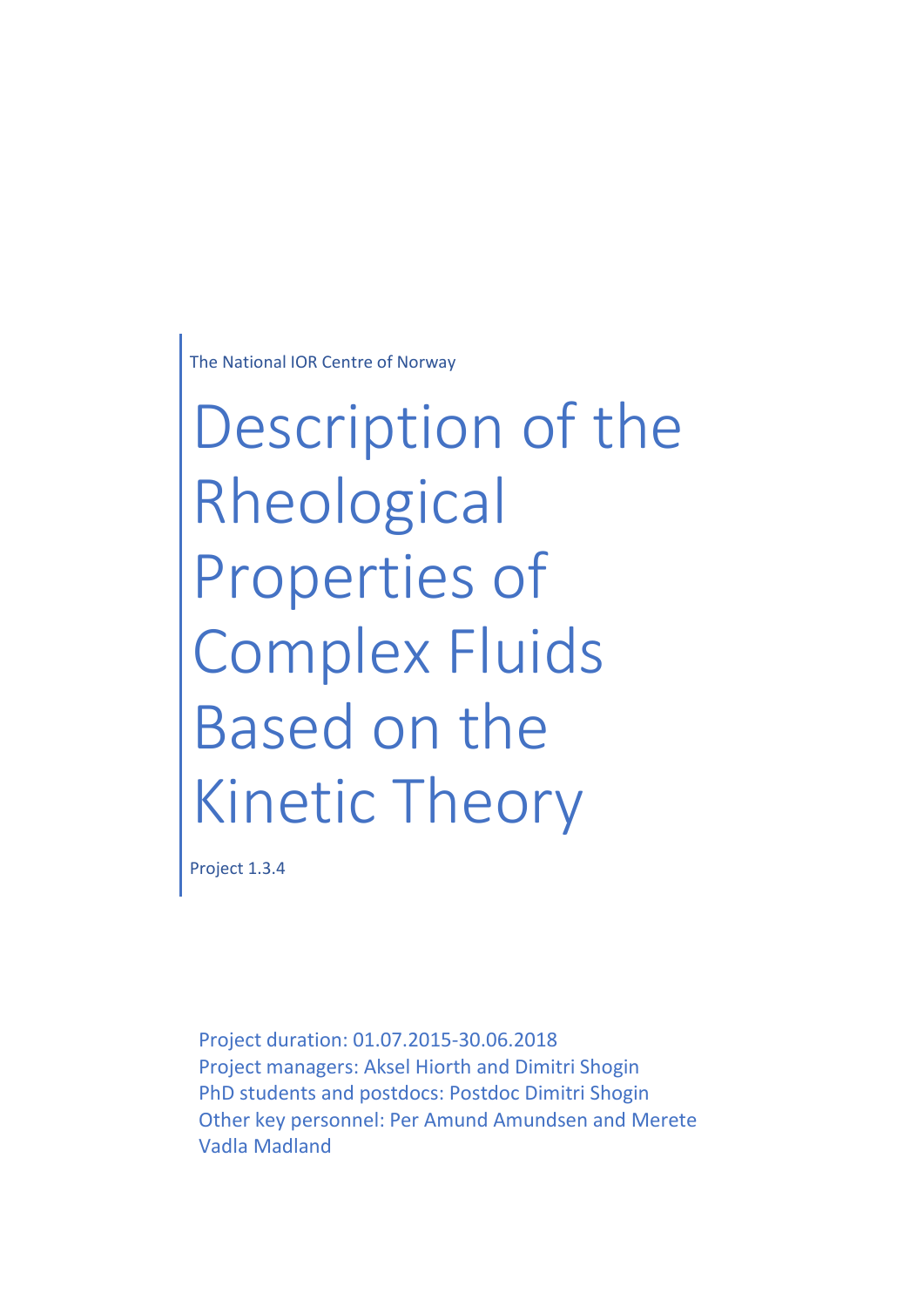The National IOR Centre of Norway

# Description of the Rheological Properties of Complex Fluids Based on the Kinetic Theory

Project 1.3.4

Project duration: 01.07.2015-30.06.2018
Project managers: Aksel Hiorth and Dimitri Shogin
PhD students and postdocs: Postdoc Dimitri Shogin
Other key personnel: Per Amund Amundsen and Merete Vadla Madland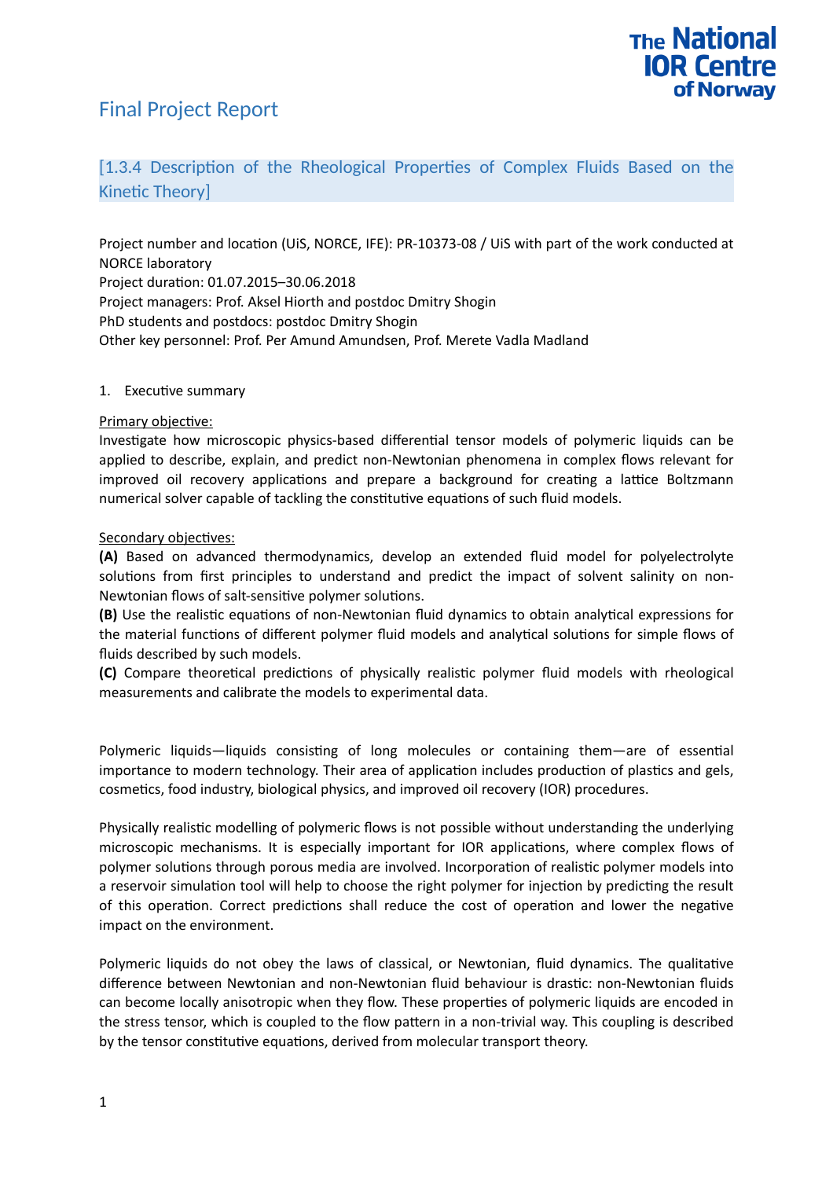# Final Project Report

## [1.3.4 Description of the Rheological Properties of Complex Fluids Based on the Kinetic Theory]

Project number and location (UiS, NORCE, IFE): PR-10373-08 / UiS with part of the work conducted at NORCE laboratory
Project duration: 01.07.2015–30.06.2018
Project managers: Prof. Aksel Hiorth and postdoc Dmitry Shogin
PhD students and postdocs: postdoc Dmitry Shogin
Other key personnel: Prof. Per Amund Amundsen, Prof. Merete Vadla Madland

1. Executive summary

Primary objective:
Investigate how microscopic physics-based differential tensor models of polymeric liquids can be applied to describe, explain, and predict non-Newtonian phenomena in complex flows relevant for improved oil recovery applications and prepare a background for creating a lattice Boltzmann numerical solver capable of tackling the constitutive equations of such fluid models.

Secondary objectives:
**(A)** Based on advanced thermodynamics, develop an extended fluid model for polyelectrolyte solutions from first principles to understand and predict the impact of solvent salinity on non-Newtonian flows of salt-sensitive polymer solutions.
**(B)** Use the realistic equations of non-Newtonian fluid dynamics to obtain analytical expressions for the material functions of different polymer fluid models and analytical solutions for simple flows of fluids described by such models.
**(C)** Compare theoretical predictions of physically realistic polymer fluid models with rheological measurements and calibrate the models to experimental data.

Polymeric liquids—liquids consisting of long molecules or containing them—are of essential importance to modern technology. Their area of application includes production of plastics and gels, cosmetics, food industry, biological physics, and improved oil recovery (IOR) procedures.

Physically realistic modelling of polymeric flows is not possible without understanding the underlying microscopic mechanisms. It is especially important for IOR applications, where complex flows of polymer solutions through porous media are involved. Incorporation of realistic polymer models into a reservoir simulation tool will help to choose the right polymer for injection by predicting the result of this operation. Correct predictions shall reduce the cost of operation and lower the negative impact on the environment.

Polymeric liquids do not obey the laws of classical, or Newtonian, fluid dynamics. The qualitative difference between Newtonian and non-Newtonian fluid behaviour is drastic: non-Newtonian fluids can become locally anisotropic when they flow. These properties of polymeric liquids are encoded in the stress tensor, which is coupled to the flow pattern in a non-trivial way. This coupling is described by the tensor constitutive equations, derived from molecular transport theory.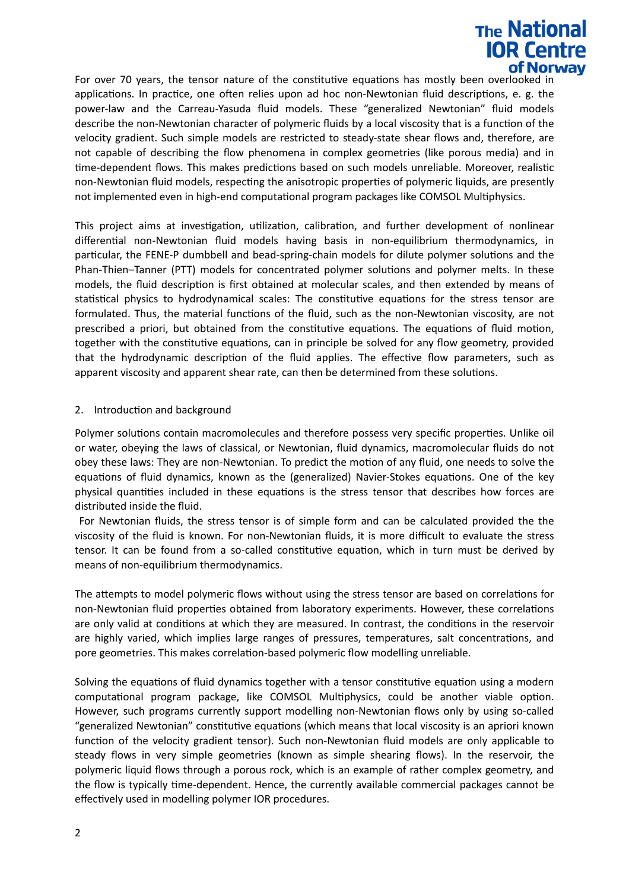For over 70 years, the tensor nature of the constitutive equations has mostly been overlooked in applications. In practice, one often relies upon ad hoc non-Newtonian fluid descriptions, e. g. the power-law and the Carreau-Yasuda fluid models. These "generalized Newtonian" fluid models describe the non-Newtonian character of polymeric fluids by a local viscosity that is a function of the velocity gradient. Such simple models are restricted to steady-state shear flows and, therefore, are not capable of describing the flow phenomena in complex geometries (like porous media) and in time-dependent flows. This makes predictions based on such models unreliable. Moreover, realistic non-Newtonian fluid models, respecting the anisotropic properties of polymeric liquids, are presently not implemented even in high-end computational program packages like COMSOL Multiphysics.

This project aims at investigation, utilization, calibration, and further development of nonlinear differential non-Newtonian fluid models having basis in non-equilibrium thermodynamics, in particular, the FENE-P dumbbell and bead-spring-chain models for dilute polymer solutions and the Phan-Thien–Tanner (PTT) models for concentrated polymer solutions and polymer melts. In these models, the fluid description is first obtained at molecular scales, and then extended by means of statistical physics to hydrodynamical scales: The constitutive equations for the stress tensor are formulated. Thus, the material functions of the fluid, such as the non-Newtonian viscosity, are not prescribed a priori, but obtained from the constitutive equations. The equations of fluid motion, together with the constitutive equations, can in principle be solved for any flow geometry, provided that the hydrodynamic description of the fluid applies. The effective flow parameters, such as apparent viscosity and apparent shear rate, can then be determined from these solutions.

## 2. Introduction and background

Polymer solutions contain macromolecules and therefore possess very specific properties. Unlike oil or water, obeying the laws of classical, or Newtonian, fluid dynamics, macromolecular fluids do not obey these laws: They are non-Newtonian. To predict the motion of any fluid, one needs to solve the equations of fluid dynamics, known as the (generalized) Navier-Stokes equations. One of the key physical quantities included in these equations is the stress tensor that describes how forces are distributed inside the fluid.

For Newtonian fluids, the stress tensor is of simple form and can be calculated provided the the viscosity of the fluid is known. For non-Newtonian fluids, it is more difficult to evaluate the stress tensor. It can be found from a so-called constitutive equation, which in turn must be derived by means of non-equilibrium thermodynamics.

The attempts to model polymeric flows without using the stress tensor are based on correlations for non-Newtonian fluid properties obtained from laboratory experiments. However, these correlations are only valid at conditions at which they are measured. In contrast, the conditions in the reservoir are highly varied, which implies large ranges of pressures, temperatures, salt concentrations, and pore geometries. This makes correlation-based polymeric flow modelling unreliable.

Solving the equations of fluid dynamics together with a tensor constitutive equation using a modern computational program package, like COMSOL Multiphysics, could be another viable option. However, such programs currently support modelling non-Newtonian flows only by using so-called "generalized Newtonian" constitutive equations (which means that local viscosity is an apriori known function of the velocity gradient tensor). Such non-Newtonian fluid models are only applicable to steady flows in very simple geometries (known as simple shearing flows). In the reservoir, the polymeric liquid flows through a porous rock, which is an example of rather complex geometry, and the flow is typically time-dependent. Hence, the currently available commercial packages cannot be effectively used in modelling polymer IOR procedures.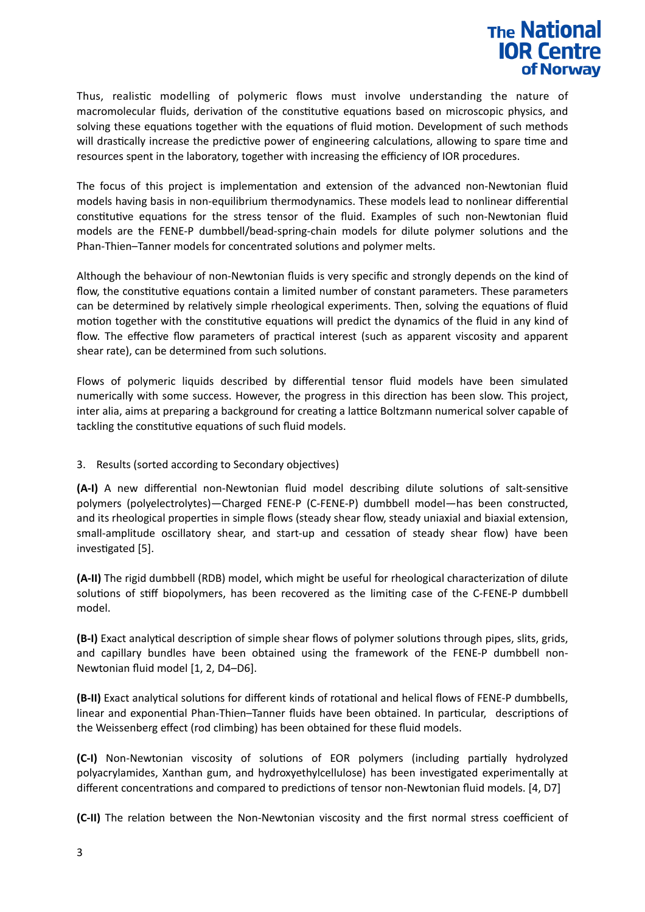Thus, realistic modelling of polymeric flows must involve understanding the nature of macromolecular fluids, derivation of the constitutive equations based on microscopic physics, and solving these equations together with the equations of fluid motion. Development of such methods will drastically increase the predictive power of engineering calculations, allowing to spare time and resources spent in the laboratory, together with increasing the efficiency of IOR procedures.

The focus of this project is implementation and extension of the advanced non-Newtonian fluid models having basis in non-equilibrium thermodynamics. These models lead to nonlinear differential constitutive equations for the stress tensor of the fluid. Examples of such non-Newtonian fluid models are the FENE-P dumbbell/bead-spring-chain models for dilute polymer solutions and the Phan-Thien–Tanner models for concentrated solutions and polymer melts.

Although the behaviour of non-Newtonian fluids is very specific and strongly depends on the kind of flow, the constitutive equations contain a limited number of constant parameters. These parameters can be determined by relatively simple rheological experiments. Then, solving the equations of fluid motion together with the constitutive equations will predict the dynamics of the fluid in any kind of flow. The effective flow parameters of practical interest (such as apparent viscosity and apparent shear rate), can be determined from such solutions.

Flows of polymeric liquids described by differential tensor fluid models have been simulated numerically with some success. However, the progress in this direction has been slow. This project, inter alia, aims at preparing a background for creating a lattice Boltzmann numerical solver capable of tackling the constitutive equations of such fluid models.

3. Results (sorted according to Secondary objectives)

**(A-I)** A new differential non-Newtonian fluid model describing dilute solutions of salt-sensitive polymers (polyelectrolytes)—Charged FENE-P (C-FENE-P) dumbbell model—has been constructed, and its rheological properties in simple flows (steady shear flow, steady uniaxial and biaxial extension, small-amplitude oscillatory shear, and start-up and cessation of steady shear flow) have been investigated [5].

**(A-II)** The rigid dumbbell (RDB) model, which might be useful for rheological characterization of dilute solutions of stiff biopolymers, has been recovered as the limiting case of the C-FENE-P dumbbell model.

**(B-I)** Exact analytical description of simple shear flows of polymer solutions through pipes, slits, grids, and capillary bundles have been obtained using the framework of the FENE-P dumbbell non-Newtonian fluid model [1, 2, D4–D6].

**(B-II)** Exact analytical solutions for different kinds of rotational and helical flows of FENE-P dumbbells, linear and exponential Phan-Thien–Tanner fluids have been obtained. In particular, descriptions of the Weissenberg effect (rod climbing) has been obtained for these fluid models.

**(C-I)** Non-Newtonian viscosity of solutions of EOR polymers (including partially hydrolyzed polyacrylamides, Xanthan gum, and hydroxyethylcellulose) has been investigated experimentally at different concentrations and compared to predictions of tensor non-Newtonian fluid models. [4, D7]

**(C-II)** The relation between the Non-Newtonian viscosity and the first normal stress coefficient of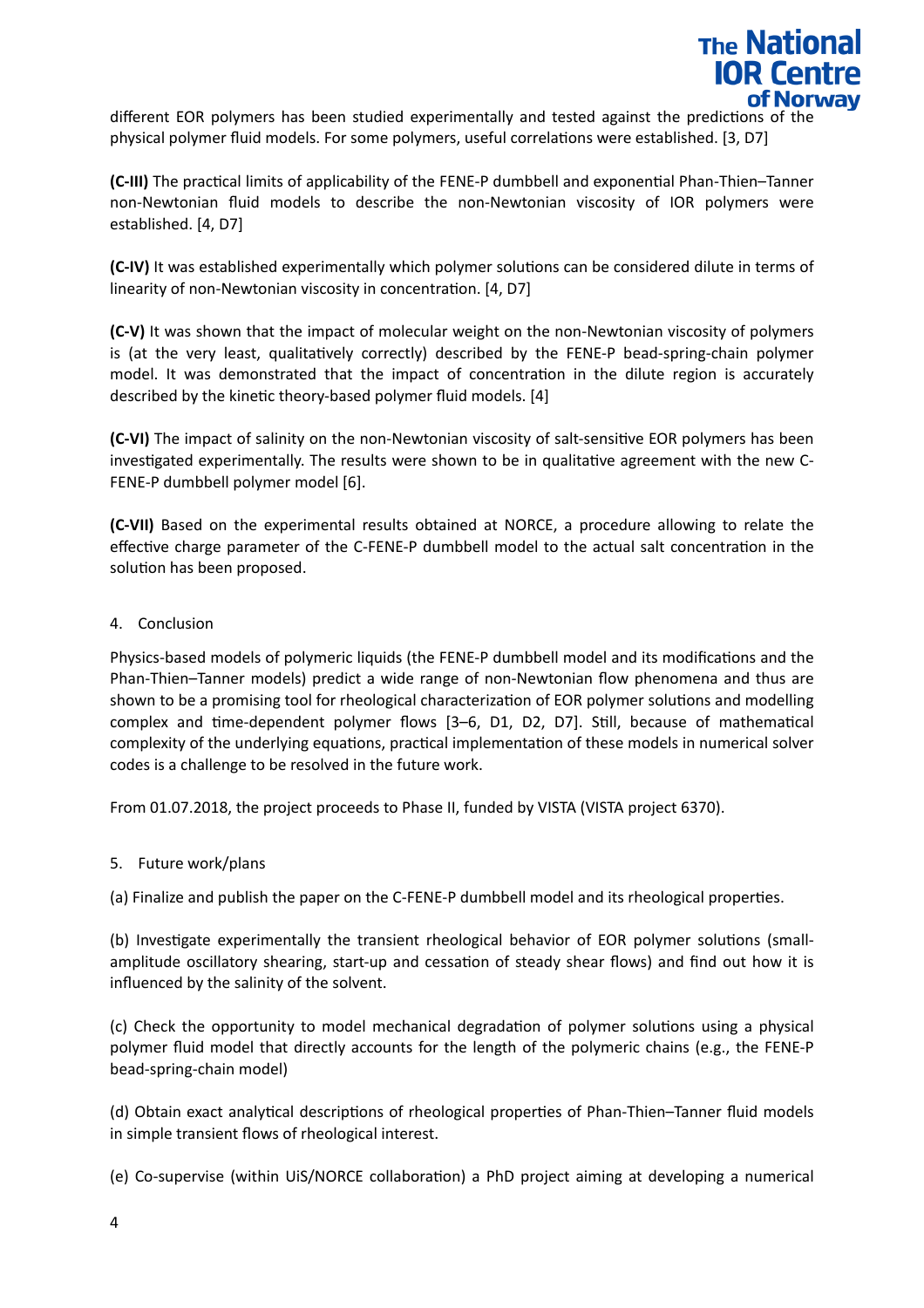different EOR polymers has been studied experimentally and tested against the predictions of the physical polymer fluid models. For some polymers, useful correlations were established. [3, D7]

**(C-III)** The practical limits of applicability of the FENE-P dumbbell and exponential Phan-Thien–Tanner non-Newtonian fluid models to describe the non-Newtonian viscosity of IOR polymers were established. [4, D7]

**(C-IV)** It was established experimentally which polymer solutions can be considered dilute in terms of linearity of non-Newtonian viscosity in concentration. [4, D7]

**(C-V)** It was shown that the impact of molecular weight on the non-Newtonian viscosity of polymers is (at the very least, qualitatively correctly) described by the FENE-P bead-spring-chain polymer model. It was demonstrated that the impact of concentration in the dilute region is accurately described by the kinetic theory-based polymer fluid models. [4]

**(C-VI)** The impact of salinity on the non-Newtonian viscosity of salt-sensitive EOR polymers has been investigated experimentally. The results were shown to be in qualitative agreement with the new C-FENE-P dumbbell polymer model [6].

**(C-VII)** Based on the experimental results obtained at NORCE, a procedure allowing to relate the effective charge parameter of the C-FENE-P dumbbell model to the actual salt concentration in the solution has been proposed.

4. Conclusion

Physics-based models of polymeric liquids (the FENE-P dumbbell model and its modifications and the Phan-Thien–Tanner models) predict a wide range of non-Newtonian flow phenomena and thus are shown to be a promising tool for rheological characterization of EOR polymer solutions and modelling complex and time-dependent polymer flows [3–6, D1, D2, D7]. Still, because of mathematical complexity of the underlying equations, practical implementation of these models in numerical solver codes is a challenge to be resolved in the future work.

From 01.07.2018, the project proceeds to Phase II, funded by VISTA (VISTA project 6370).

5. Future work/plans

(a) Finalize and publish the paper on the C-FENE-P dumbbell model and its rheological properties.

(b) Investigate experimentally the transient rheological behavior of EOR polymer solutions (small-amplitude oscillatory shearing, start-up and cessation of steady shear flows) and find out how it is influenced by the salinity of the solvent.

(c) Check the opportunity to model mechanical degradation of polymer solutions using a physical polymer fluid model that directly accounts for the length of the polymeric chains (e.g., the FENE-P bead-spring-chain model)

(d) Obtain exact analytical descriptions of rheological properties of Phan-Thien–Tanner fluid models in simple transient flows of rheological interest.

(e) Co-supervise (within UiS/NORCE collaboration) a PhD project aiming at developing a numerical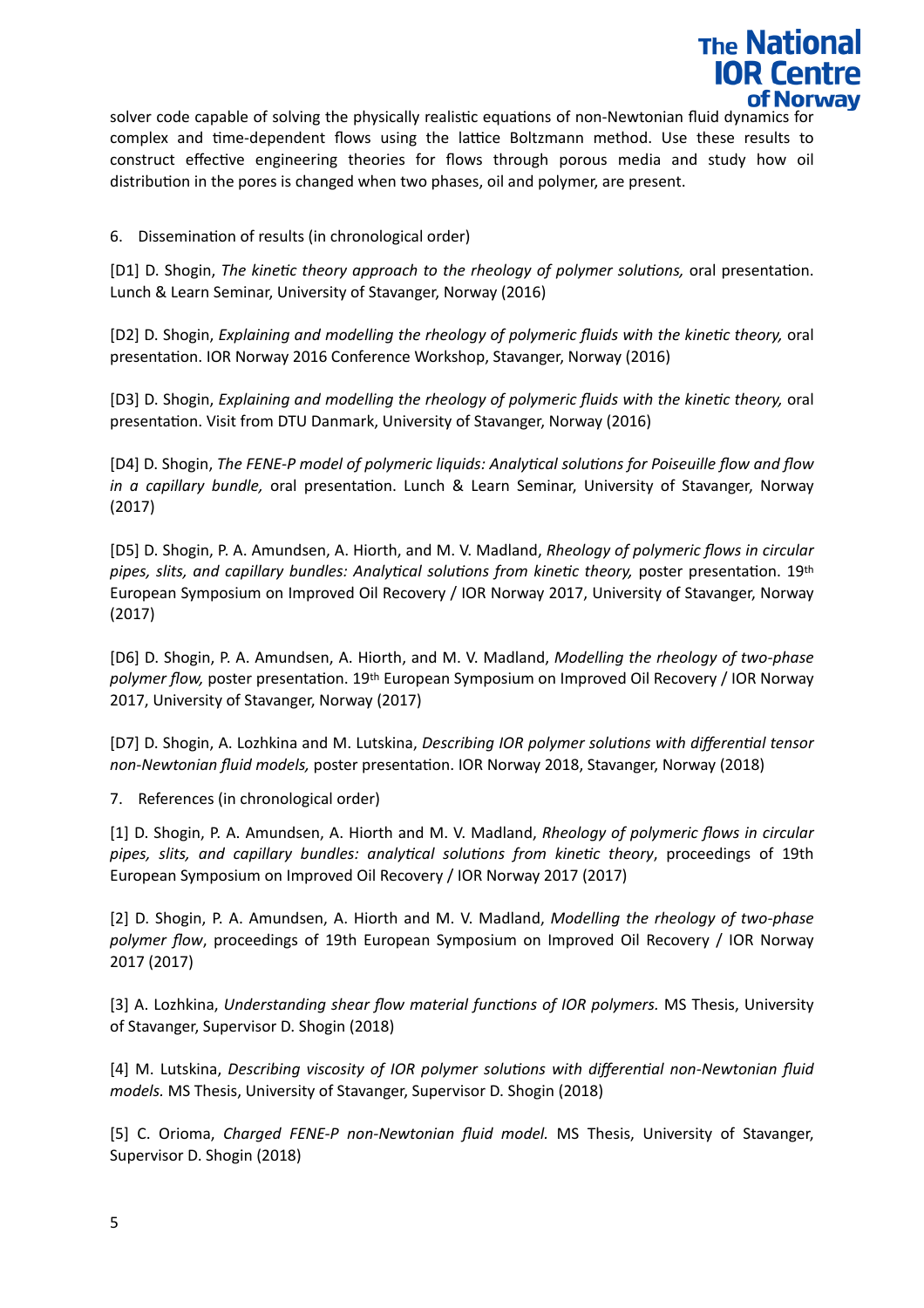solver code capable of solving the physically realistic equations of non-Newtonian fluid dynamics for complex and time-dependent flows using the lattice Boltzmann method. Use these results to construct effective engineering theories for flows through porous media and study how oil distribution in the pores is changed when two phases, oil and polymer, are present.

6. Dissemination of results (in chronological order)

[D1] D. Shogin, *The kinetic theory approach to the rheology of polymer solutions,* oral presentation. Lunch & Learn Seminar, University of Stavanger, Norway (2016)

[D2] D. Shogin, *Explaining and modelling the rheology of polymeric fluids with the kinetic theory,* oral presentation. IOR Norway 2016 Conference Workshop, Stavanger, Norway (2016)

[D3] D. Shogin, *Explaining and modelling the rheology of polymeric fluids with the kinetic theory,* oral presentation. Visit from DTU Danmark, University of Stavanger, Norway (2016)

[D4] D. Shogin, *The FENE-P model of polymeric liquids: Analytical solutions for Poiseuille flow and flow in a capillary bundle,* oral presentation. Lunch & Learn Seminar, University of Stavanger, Norway (2017)

[D5] D. Shogin, P. A. Amundsen, A. Hiorth, and M. V. Madland, *Rheology of polymeric flows in circular pipes, slits, and capillary bundles: Analytical solutions from kinetic theory,* poster presentation. 19th European Symposium on Improved Oil Recovery / IOR Norway 2017, University of Stavanger, Norway (2017)

[D6] D. Shogin, P. A. Amundsen, A. Hiorth, and M. V. Madland, *Modelling the rheology of two-phase polymer flow,* poster presentation. 19th European Symposium on Improved Oil Recovery / IOR Norway 2017, University of Stavanger, Norway (2017)

[D7] D. Shogin, A. Lozhkina and M. Lutskina, *Describing IOR polymer solutions with differential tensor non-Newtonian fluid models,* poster presentation. IOR Norway 2018, Stavanger, Norway (2018)

7. References (in chronological order)

[1] D. Shogin, P. A. Amundsen, A. Hiorth and M. V. Madland, *Rheology of polymeric flows in circular pipes, slits, and capillary bundles: analytical solutions from kinetic theory*, proceedings of 19th European Symposium on Improved Oil Recovery / IOR Norway 2017 (2017)

[2] D. Shogin, P. A. Amundsen, A. Hiorth and M. V. Madland, *Modelling the rheology of two-phase polymer flow*, proceedings of 19th European Symposium on Improved Oil Recovery / IOR Norway 2017 (2017)

[3] A. Lozhkina, *Understanding shear flow material functions of IOR polymers.* MS Thesis, University of Stavanger, Supervisor D. Shogin (2018)

[4] M. Lutskina, *Describing viscosity of IOR polymer solutions with differential non-Newtonian fluid models.* MS Thesis, University of Stavanger, Supervisor D. Shogin (2018)

[5] C. Orioma, *Charged FENE-P non-Newtonian fluid model.* MS Thesis, University of Stavanger, Supervisor D. Shogin (2018)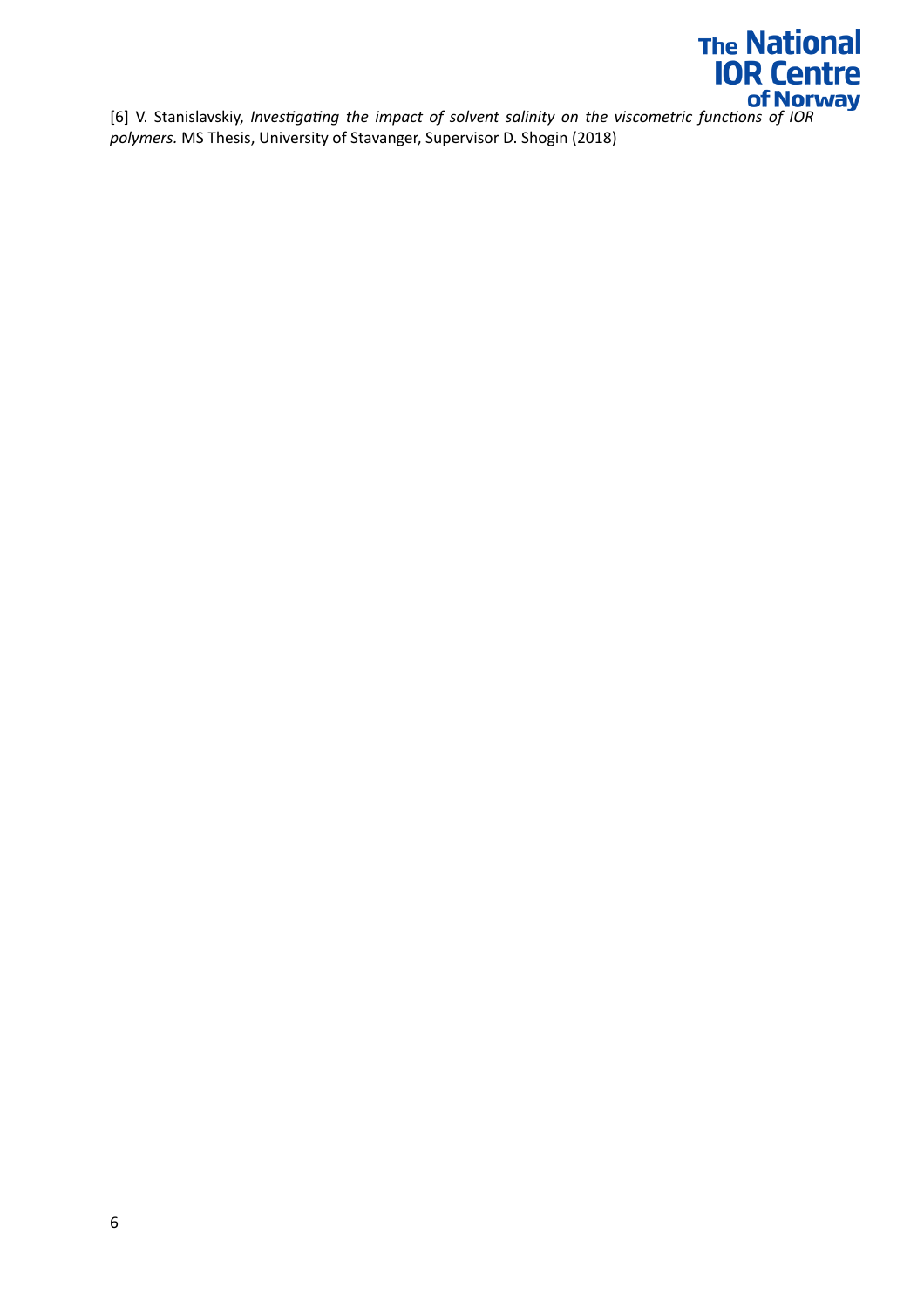[6] V. Stanislavskiy, *Investigating the impact of solvent salinity on the viscometric functions of IOR polymers.* MS Thesis, University of Stavanger, Supervisor D. Shogin (2018)